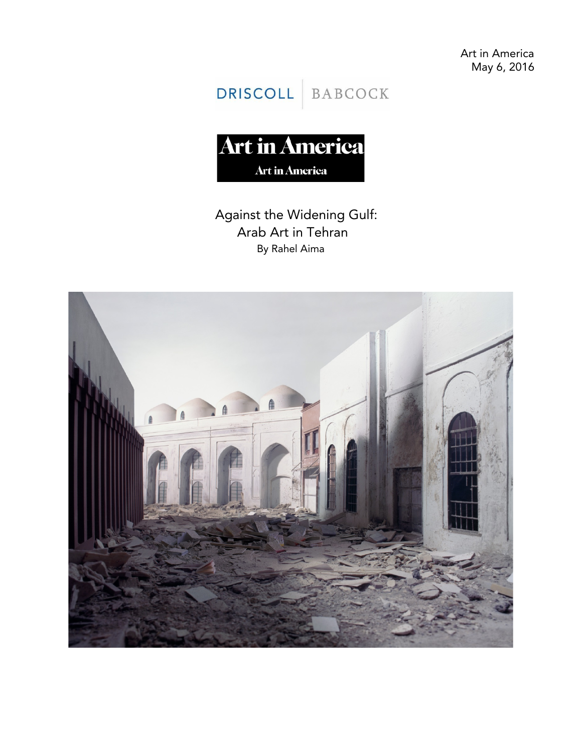Art in America
May 6, 2016

DRISCOLL | BABCOCK

Art in America

# Against the Widening Gulf: Arab Art in Tehran

By Rahel Aima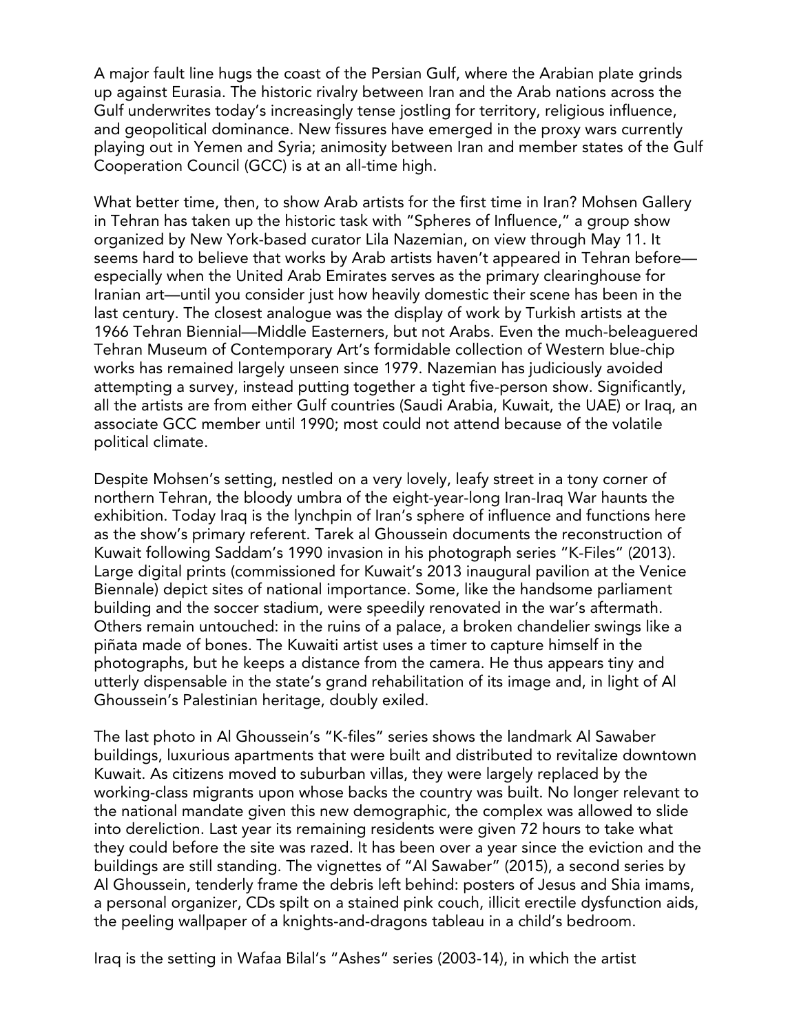A major fault line hugs the coast of the Persian Gulf, where the Arabian plate grinds up against Eurasia. The historic rivalry between Iran and the Arab nations across the Gulf underwrites today's increasingly tense jostling for territory, religious influence, and geopolitical dominance. New fissures have emerged in the proxy wars currently playing out in Yemen and Syria; animosity between Iran and member states of the Gulf Cooperation Council (GCC) is at an all-time high.

What better time, then, to show Arab artists for the first time in Iran? Mohsen Gallery in Tehran has taken up the historic task with "Spheres of Influence," a group show organized by New York-based curator Lila Nazemian, on view through May 11. It seems hard to believe that works by Arab artists haven't appeared in Tehran before—especially when the United Arab Emirates serves as the primary clearinghouse for Iranian art—until you consider just how heavily domestic their scene has been in the last century. The closest analogue was the display of work by Turkish artists at the 1966 Tehran Biennial—Middle Easterners, but not Arabs. Even the much-beleaguered Tehran Museum of Contemporary Art's formidable collection of Western blue-chip works has remained largely unseen since 1979. Nazemian has judiciously avoided attempting a survey, instead putting together a tight five-person show. Significantly, all the artists are from either Gulf countries (Saudi Arabia, Kuwait, the UAE) or Iraq, an associate GCC member until 1990; most could not attend because of the volatile political climate.

Despite Mohsen's setting, nestled on a very lovely, leafy street in a tony corner of northern Tehran, the bloody umbra of the eight-year-long Iran-Iraq War haunts the exhibition. Today Iraq is the lynchpin of Iran's sphere of influence and functions here as the show's primary referent. Tarek al Ghoussein documents the reconstruction of Kuwait following Saddam's 1990 invasion in his photograph series "K-Files" (2013). Large digital prints (commissioned for Kuwait's 2013 inaugural pavilion at the Venice Biennale) depict sites of national importance. Some, like the handsome parliament building and the soccer stadium, were speedily renovated in the war's aftermath. Others remain untouched: in the ruins of a palace, a broken chandelier swings like a piñata made of bones. The Kuwaiti artist uses a timer to capture himself in the photographs, but he keeps a distance from the camera. He thus appears tiny and utterly dispensable in the state's grand rehabilitation of its image and, in light of Al Ghoussein's Palestinian heritage, doubly exiled.

The last photo in Al Ghoussein's "K-files" series shows the landmark Al Sawaber buildings, luxurious apartments that were built and distributed to revitalize downtown Kuwait. As citizens moved to suburban villas, they were largely replaced by the working-class migrants upon whose backs the country was built. No longer relevant to the national mandate given this new demographic, the complex was allowed to slide into dereliction. Last year its remaining residents were given 72 hours to take what they could before the site was razed. It has been over a year since the eviction and the buildings are still standing. The vignettes of "Al Sawaber" (2015), a second series by Al Ghoussein, tenderly frame the debris left behind: posters of Jesus and Shia imams, a personal organizer, CDs spilt on a stained pink couch, illicit erectile dysfunction aids, the peeling wallpaper of a knights-and-dragons tableau in a child's bedroom.

Iraq is the setting in Wafaa Bilal's "Ashes" series (2003-14), in which the artist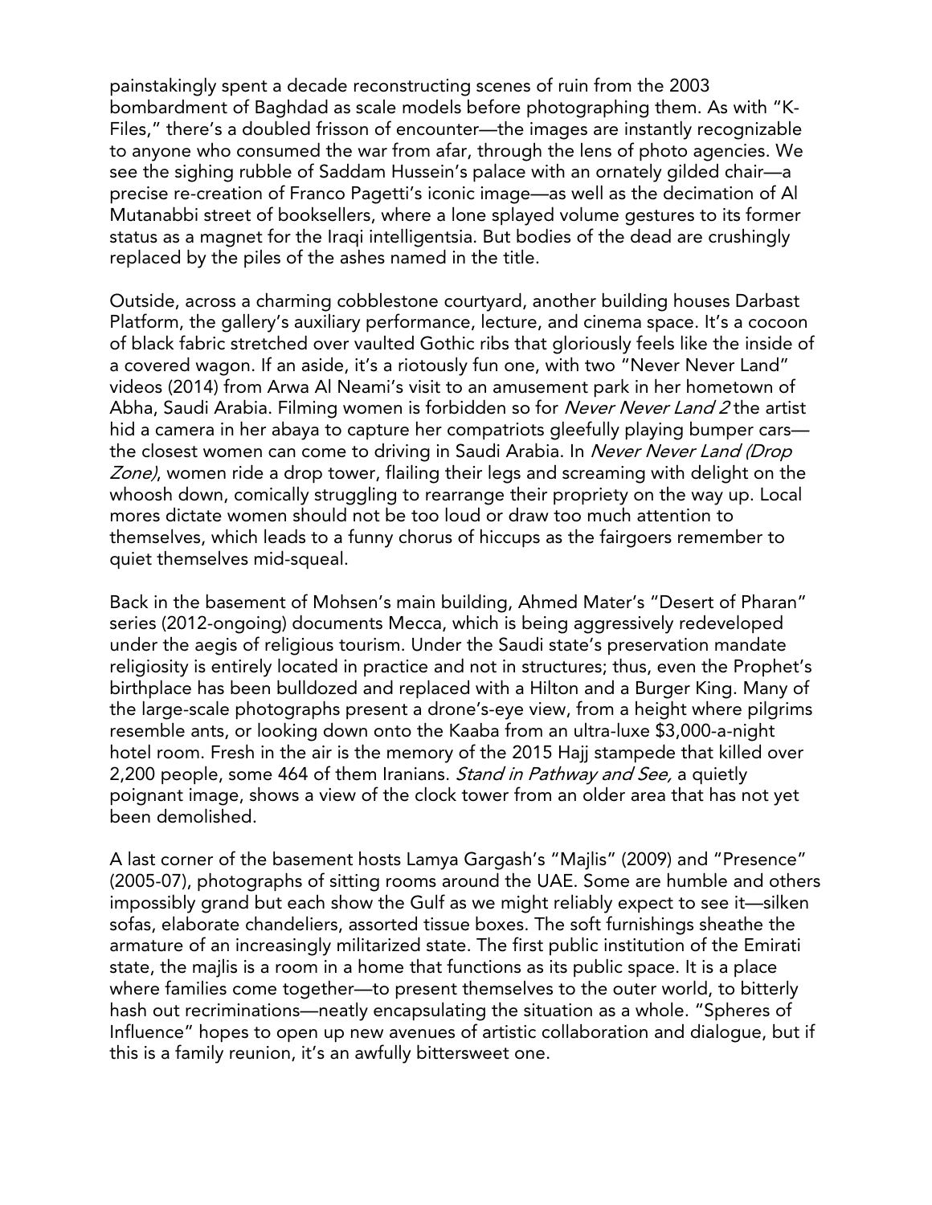painstakingly spent a decade reconstructing scenes of ruin from the 2003 bombardment of Baghdad as scale models before photographing them. As with "K-Files," there's a doubled frisson of encounter—the images are instantly recognizable to anyone who consumed the war from afar, through the lens of photo agencies. We see the sighing rubble of Saddam Hussein's palace with an ornately gilded chair—a precise re-creation of Franco Pagetti's iconic image—as well as the decimation of Al Mutanabbi street of booksellers, where a lone splayed volume gestures to its former status as a magnet for the Iraqi intelligentsia. But bodies of the dead are crushingly replaced by the piles of the ashes named in the title.

Outside, across a charming cobblestone courtyard, another building houses Darbast Platform, the gallery's auxiliary performance, lecture, and cinema space. It's a cocoon of black fabric stretched over vaulted Gothic ribs that gloriously feels like the inside of a covered wagon. If an aside, it's a riotously fun one, with two "Never Never Land" videos (2014) from Arwa Al Neami's visit to an amusement park in her hometown of Abha, Saudi Arabia. Filming women is forbidden so for *Never Never Land 2* the artist hid a camera in her abaya to capture her compatriots gleefully playing bumper cars—the closest women can come to driving in Saudi Arabia. In *Never Never Land (Drop Zone)*, women ride a drop tower, flailing their legs and screaming with delight on the whoosh down, comically struggling to rearrange their propriety on the way up. Local mores dictate women should not be too loud or draw too much attention to themselves, which leads to a funny chorus of hiccups as the fairgoers remember to quiet themselves mid-squeal.

Back in the basement of Mohsen's main building, Ahmed Mater's "Desert of Pharan" series (2012-ongoing) documents Mecca, which is being aggressively redeveloped under the aegis of religious tourism. Under the Saudi state's preservation mandate religiosity is entirely located in practice and not in structures; thus, even the Prophet's birthplace has been bulldozed and replaced with a Hilton and a Burger King. Many of the large-scale photographs present a drone's-eye view, from a height where pilgrims resemble ants, or looking down onto the Kaaba from an ultra-luxe $3,000-a-night hotel room. Fresh in the air is the memory of the 2015 Hajj stampede that killed over 2,200 people, some 464 of them Iranians. *Stand in Pathway and See,* a quietly poignant image, shows a view of the clock tower from an older area that has not yet been demolished.

A last corner of the basement hosts Lamya Gargash's "Majlis" (2009) and "Presence" (2005-07), photographs of sitting rooms around the UAE. Some are humble and others impossibly grand but each show the Gulf as we might reliably expect to see it—silken sofas, elaborate chandeliers, assorted tissue boxes. The soft furnishings sheathe the armature of an increasingly militarized state. The first public institution of the Emirati state, the majlis is a room in a home that functions as its public space. It is a place where families come together—to present themselves to the outer world, to bitterly hash out recriminations—neatly encapsulating the situation as a whole. "Spheres of Influence" hopes to open up new avenues of artistic collaboration and dialogue, but if this is a family reunion, it's an awfully bittersweet one.